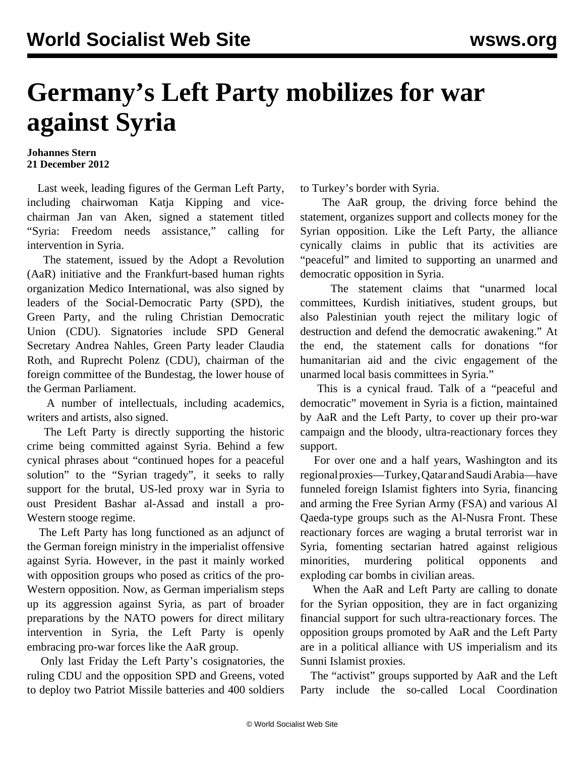# Germany's Left Party mobilizes for war against Syria

**Johannes Stern**
**21 December 2012**

Last week, leading figures of the German Left Party, including chairwoman Katja Kipping and vice-chairman Jan van Aken, signed a statement titled "Syria: Freedom needs assistance," calling for intervention in Syria.

The statement, issued by the Adopt a Revolution (AaR) initiative and the Frankfurt-based human rights organization Medico International, was also signed by leaders of the Social-Democratic Party (SPD), the Green Party, and the ruling Christian Democratic Union (CDU). Signatories include SPD General Secretary Andrea Nahles, Green Party leader Claudia Roth, and Ruprecht Polenz (CDU), chairman of the foreign committee of the Bundestag, the lower house of the German Parliament.

A number of intellectuals, including academics, writers and artists, also signed.

The Left Party is directly supporting the historic crime being committed against Syria. Behind a few cynical phrases about "continued hopes for a peaceful solution" to the "Syrian tragedy", it seeks to rally support for the brutal, US-led proxy war in Syria to oust President Bashar al-Assad and install a pro-Western stooge regime.

The Left Party has long functioned as an adjunct of the German foreign ministry in the imperialist offensive against Syria. However, in the past it mainly worked with opposition groups who posed as critics of the pro-Western opposition. Now, as German imperialism steps up its aggression against Syria, as part of broader preparations by the NATO powers for direct military intervention in Syria, the Left Party is openly embracing pro-war forces like the AaR group.

Only last Friday the Left Party's cosignatories, the ruling CDU and the opposition SPD and Greens, voted to deploy two Patriot Missile batteries and 400 soldiers to Turkey's border with Syria.

The AaR group, the driving force behind the statement, organizes support and collects money for the Syrian opposition. Like the Left Party, the alliance cynically claims in public that its activities are "peaceful" and limited to supporting an unarmed and democratic opposition in Syria.

The statement claims that "unarmed local committees, Kurdish initiatives, student groups, but also Palestinian youth reject the military logic of destruction and defend the democratic awakening." At the end, the statement calls for donations "for humanitarian aid and the civic engagement of the unarmed local basis committees in Syria."

This is a cynical fraud. Talk of a "peaceful and democratic" movement in Syria is a fiction, maintained by AaR and the Left Party, to cover up their pro-war campaign and the bloody, ultra-reactionary forces they support.

For over one and a half years, Washington and its regional proxies—Turkey, Qatar and Saudi Arabia—have funneled foreign Islamist fighters into Syria, financing and arming the Free Syrian Army (FSA) and various Al Qaeda-type groups such as the Al-Nusra Front. These reactionary forces are waging a brutal terrorist war in Syria, fomenting sectarian hatred against religious minorities, murdering political opponents and exploding car bombs in civilian areas.

When the AaR and Left Party are calling to donate for the Syrian opposition, they are in fact organizing financial support for such ultra-reactionary forces. The opposition groups promoted by AaR and the Left Party are in a political alliance with US imperialism and its Sunni Islamist proxies.

The "activist" groups supported by AaR and the Left Party include the so-called Local Coordination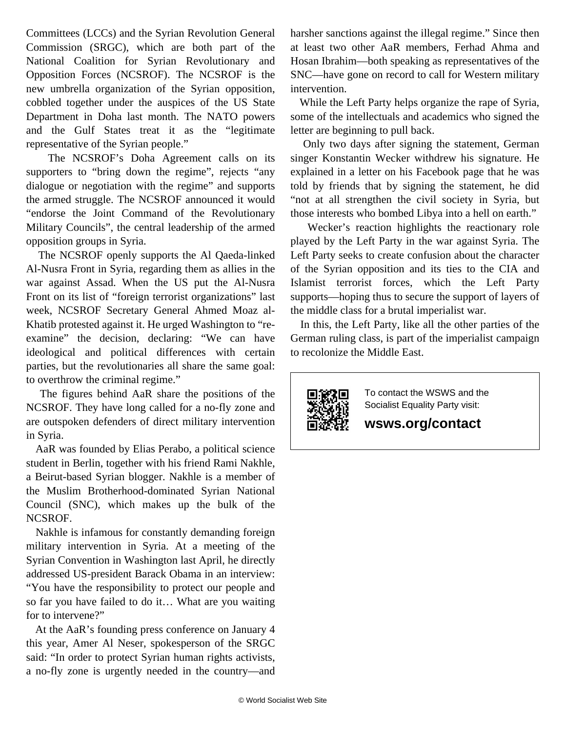Committees (LCCs) and the Syrian Revolution General Commission (SRGC), which are both part of the National Coalition for Syrian Revolutionary and Opposition Forces (NCSROF). The NCSROF is the new umbrella organization of the Syrian opposition, cobbled together under the auspices of the US State Department in Doha last month. The NATO powers and the Gulf States treat it as the "legitimate representative of the Syrian people."

The NCSROF's Doha Agreement calls on its supporters to "bring down the regime", rejects "any dialogue or negotiation with the regime" and supports the armed struggle. The NCSROF announced it would "endorse the Joint Command of the Revolutionary Military Councils", the central leadership of the armed opposition groups in Syria.

The NCSROF openly supports the Al Qaeda-linked Al-Nusra Front in Syria, regarding them as allies in the war against Assad. When the US put the Al-Nusra Front on its list of "foreign terrorist organizations" last week, NCSROF Secretary General Ahmed Moaz al-Khatib protested against it. He urged Washington to "re-examine" the decision, declaring: "We can have ideological and political differences with certain parties, but the revolutionaries all share the same goal: to overthrow the criminal regime."

The figures behind AaR share the positions of the NCSROF. They have long called for a no-fly zone and are outspoken defenders of direct military intervention in Syria.

AaR was founded by Elias Perabo, a political science student in Berlin, together with his friend Rami Nakhle, a Beirut-based Syrian blogger. Nakhle is a member of the Muslim Brotherhood-dominated Syrian National Council (SNC), which makes up the bulk of the NCSROF.

Nakhle is infamous for constantly demanding foreign military intervention in Syria. At a meeting of the Syrian Convention in Washington last April, he directly addressed US-president Barack Obama in an interview: "You have the responsibility to protect our people and so far you have failed to do it… What are you waiting for to intervene?"

At the AaR's founding press conference on January 4 this year, Amer Al Neser, spokesperson of the SRGC said: "In order to protect Syrian human rights activists, a no-fly zone is urgently needed in the country—and harsher sanctions against the illegal regime." Since then at least two other AaR members, Ferhad Ahma and Hosan Ibrahim—both speaking as representatives of the SNC—have gone on record to call for Western military intervention.

While the Left Party helps organize the rape of Syria, some of the intellectuals and academics who signed the letter are beginning to pull back.

Only two days after signing the statement, German singer Konstantin Wecker withdrew his signature. He explained in a letter on his Facebook page that he was told by friends that by signing the statement, he did "not at all strengthen the civil society in Syria, but those interests who bombed Libya into a hell on earth."

Wecker's reaction highlights the reactionary role played by the Left Party in the war against Syria. The Left Party seeks to create confusion about the character of the Syrian opposition and its ties to the CIA and Islamist terrorist forces, which the Left Party supports—hoping thus to secure the support of layers of the middle class for a brutal imperialist war.

In this, the Left Party, like all the other parties of the German ruling class, is part of the imperialist campaign to recolonize the Middle East.

To contact the WSWS and the Socialist Equality Party visit:

**wsws.org/contact**